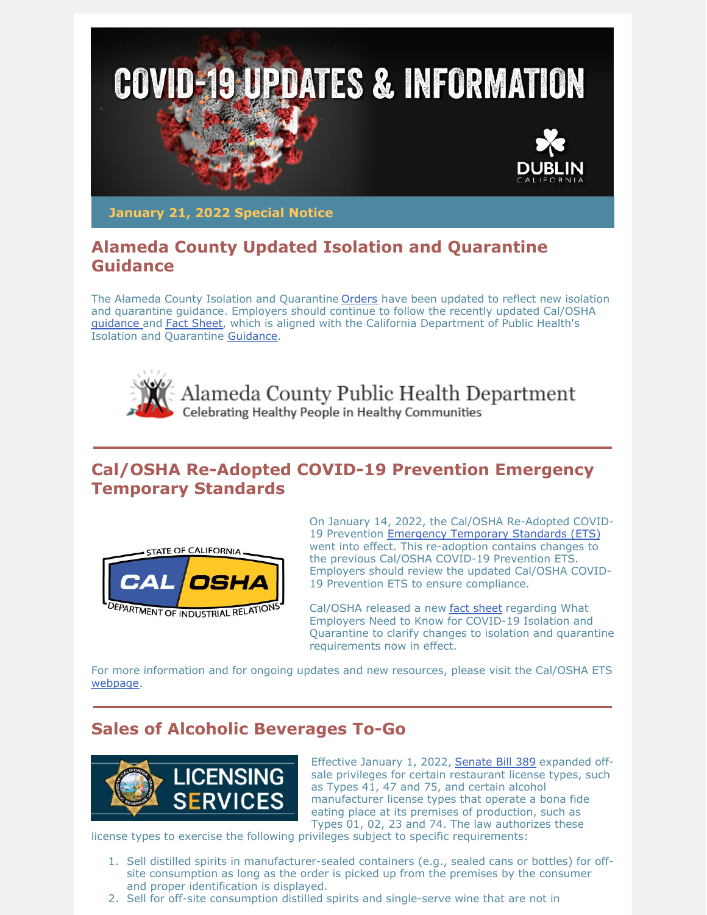# COVID-19 UPDATES & INFORMATION

**January 21, 2022 Special Notice**

## Alameda County Updated Isolation and Quarantine Guidance

The Alameda County Isolation and Quarantine Orders have been updated to reflect new isolation and quarantine guidance. Employers should continue to follow the recently updated Cal/OSHA guidance and Fact Sheet, which is aligned with the California Department of Public Health's Isolation and Quarantine Guidance.

Alameda County Public Health Department
Celebrating Healthy People in Healthy Communities

---

## Cal/OSHA Re-Adopted COVID-19 Prevention Emergency Temporary Standards

On January 14, 2022, the Cal/OSHA Re-Adopted COVID-19 Prevention Emergency Temporary Standards (ETS) went into effect. This re-adoption contains changes to the previous Cal/OSHA COVID-19 Prevention ETS. Employers should review the updated Cal/OSHA COVID-19 Prevention ETS to ensure compliance.

Cal/OSHA released a new fact sheet regarding What Employers Need to Know for COVID-19 Isolation and Quarantine to clarify changes to isolation and quarantine requirements now in effect.

For more information and for ongoing updates and new resources, please visit the Cal/OSHA ETS webpage.

---

## Sales of Alcoholic Beverages To-Go

Effective January 1, 2022, Senate Bill 389 expanded off-sale privileges for certain restaurant license types, such as Types 41, 47 and 75, and certain alcohol manufacturer license types that operate a bona fide eating place at its premises of production, such as Types 01, 02, 23 and 74. The law authorizes these license types to exercise the following privileges subject to specific requirements:

1. Sell distilled spirits in manufacturer-sealed containers (e.g., sealed cans or bottles) for off-site consumption as long as the order is picked up from the premises by the consumer and proper identification is displayed.
2. Sell for off-site consumption distilled spirits and single-serve wine that are not in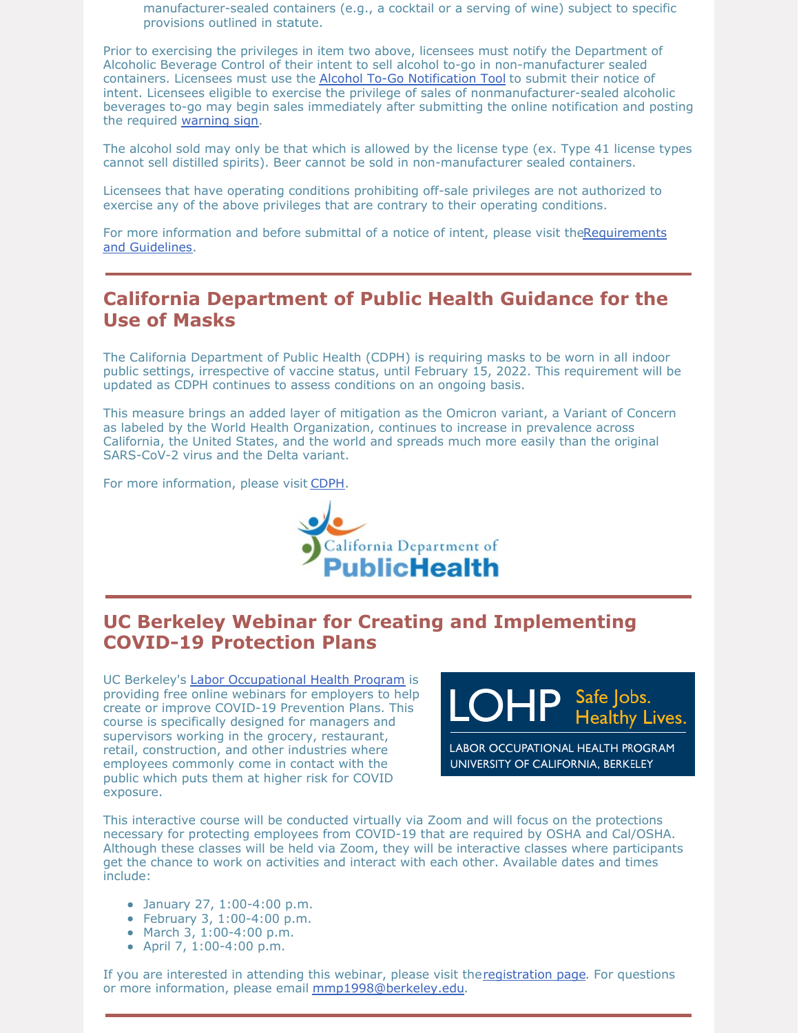manufacturer-sealed containers (e.g., a cocktail or a serving of wine) subject to specific provisions outlined in statute.

Prior to exercising the privileges in item two above, licensees must notify the Department of Alcoholic Beverage Control of their intent to sell alcohol to-go in non-manufacturer sealed containers. Licensees must use the Alcohol To-Go Notification Tool to submit their notice of intent. Licensees eligible to exercise the privilege of sales of nonmanufacturer-sealed alcoholic beverages to-go may begin sales immediately after submitting the online notification and posting the required warning sign.

The alcohol sold may only be that which is allowed by the license type (ex. Type 41 license types cannot sell distilled spirits). Beer cannot be sold in non-manufacturer sealed containers.

Licensees that have operating conditions prohibiting off-sale privileges are not authorized to exercise any of the above privileges that are contrary to their operating conditions.

For more information and before submittal of a notice of intent, please visit the Requirements and Guidelines.

## California Department of Public Health Guidance for the Use of Masks

The California Department of Public Health (CDPH) is requiring masks to be worn in all indoor public settings, irrespective of vaccine status, until February 15, 2022. This requirement will be updated as CDPH continues to assess conditions on an ongoing basis.

This measure brings an added layer of mitigation as the Omicron variant, a Variant of Concern as labeled by the World Health Organization, continues to increase in prevalence across California, the United States, and the world and spreads much more easily than the original SARS-CoV-2 virus and the Delta variant.

For more information, please visit CDPH.

## UC Berkeley Webinar for Creating and Implementing COVID-19 Protection Plans

UC Berkeley's Labor Occupational Health Program is providing free online webinars for employers to help create or improve COVID-19 Prevention Plans. This course is specifically designed for managers and supervisors working in the grocery, restaurant, retail, construction, and other industries where employees commonly come in contact with the public which puts them at higher risk for COVID exposure.

This interactive course will be conducted virtually via Zoom and will focus on the protections necessary for protecting employees from COVID-19 that are required by OSHA and Cal/OSHA. Although these classes will be held via Zoom, they will be interactive classes where participants get the chance to work on activities and interact with each other. Available dates and times include:

- January 27, 1:00-4:00 p.m.
- February 3, 1:00-4:00 p.m.
- March 3, 1:00-4:00 p.m.
- April 7, 1:00-4:00 p.m.

If you are interested in attending this webinar, please visit the registration page. For questions or more information, please email mmp1998@berkeley.edu.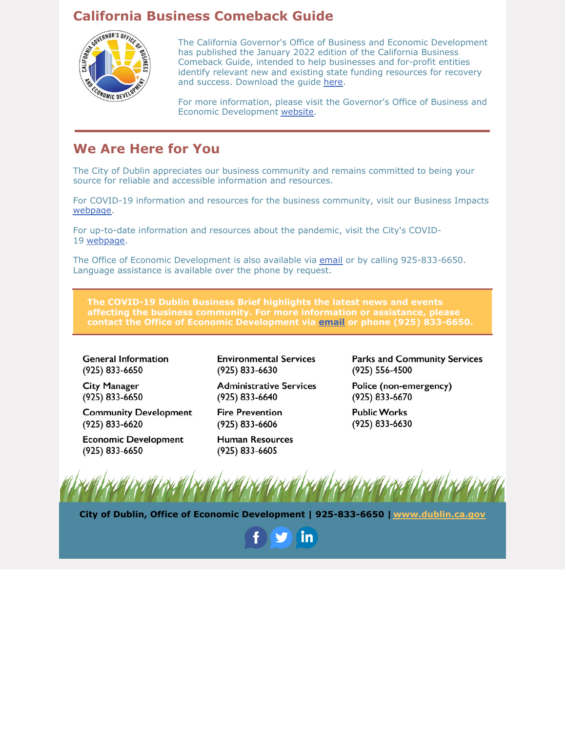## California Business Comeback Guide

The California Governor's Office of Business and Economic Development has published the January 2022 edition of the California Business Comeback Guide, intended to help businesses and for-profit entities identify relevant new and existing state funding resources for recovery and success. Download the guide here.

For more information, please visit the Governor's Office of Business and Economic Development website.

## We Are Here for You

The City of Dublin appreciates our business community and remains committed to being your source for reliable and accessible information and resources.

For COVID-19 information and resources for the business community, visit our Business Impacts webpage.

For up-to-date information and resources about the pandemic, visit the City's COVID-19 webpage.

The Office of Economic Development is also available via email or by calling 925-833-6650. Language assistance is available over the phone by request.

**The COVID-19 Dublin Business Brief highlights the latest news and events affecting the business community. For more information or assistance, please contact the Office of Economic Development via email or phone (925) 833-6650.**

**General Information**
(925) 833-6650

**City Manager**
(925) 833-6650

**Community Development**
(925) 833-6620

**Economic Development**
(925) 833-6650

**Environmental Services**
(925) 833-6630

**Administrative Services**
(925) 833-6640

**Fire Prevention**
(925) 833-6606

**Human Resources**
(925) 833-6605

**Parks and Community Services**
(925) 556-4500

**Police (non-emergency)**
(925) 833-6670

**Public Works**
(925) 833-6630

**City of Dublin, Office of Economic Development | 925-833-6650 | www.dublin.ca.gov**